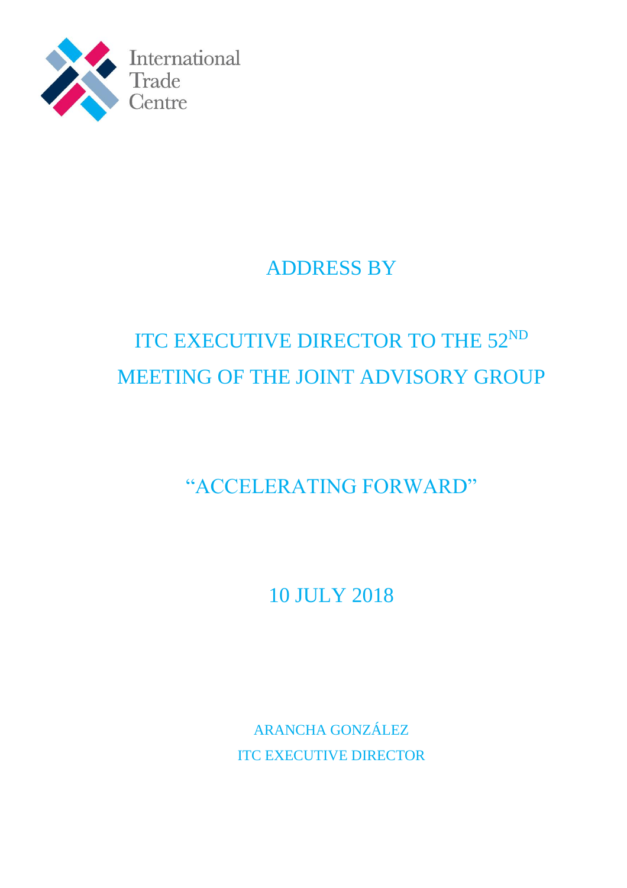International Trade Centre

# ADDRESS BY

# ITC EXECUTIVE DIRECTOR TO THE 52ND MEETING OF THE JOINT ADVISORY GROUP

## "ACCELERATING FORWARD"

10 JULY 2018

ARANCHA GONZÁLEZ
ITC EXECUTIVE DIRECTOR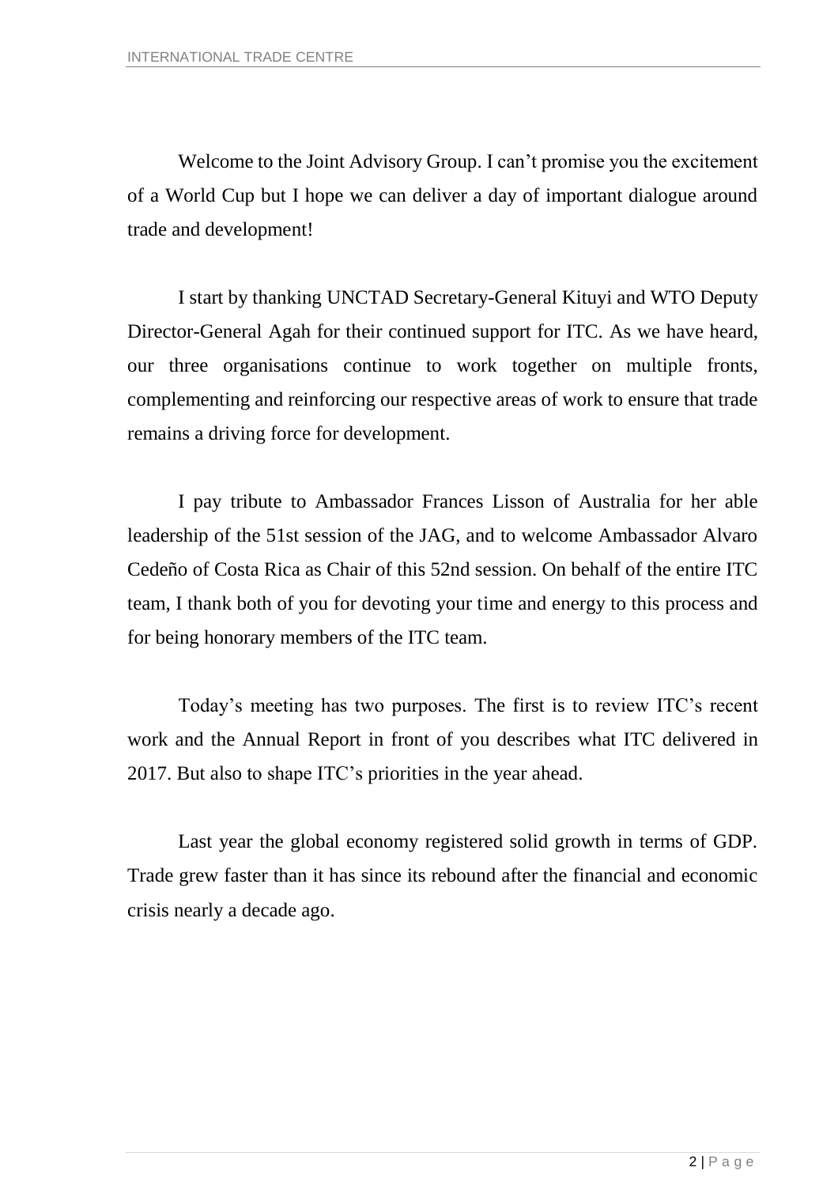Welcome to the Joint Advisory Group. I can't promise you the excitement of a World Cup but I hope we can deliver a day of important dialogue around trade and development!

I start by thanking UNCTAD Secretary-General Kituyi and WTO Deputy Director-General Agah for their continued support for ITC. As we have heard, our three organisations continue to work together on multiple fronts, complementing and reinforcing our respective areas of work to ensure that trade remains a driving force for development.

I pay tribute to Ambassador Frances Lisson of Australia for her able leadership of the 51st session of the JAG, and to welcome Ambassador Alvaro Cedeño of Costa Rica as Chair of this 52nd session. On behalf of the entire ITC team, I thank both of you for devoting your time and energy to this process and for being honorary members of the ITC team.

Today's meeting has two purposes. The first is to review ITC's recent work and the Annual Report in front of you describes what ITC delivered in 2017. But also to shape ITC's priorities in the year ahead.

Last year the global economy registered solid growth in terms of GDP. Trade grew faster than it has since its rebound after the financial and economic crisis nearly a decade ago.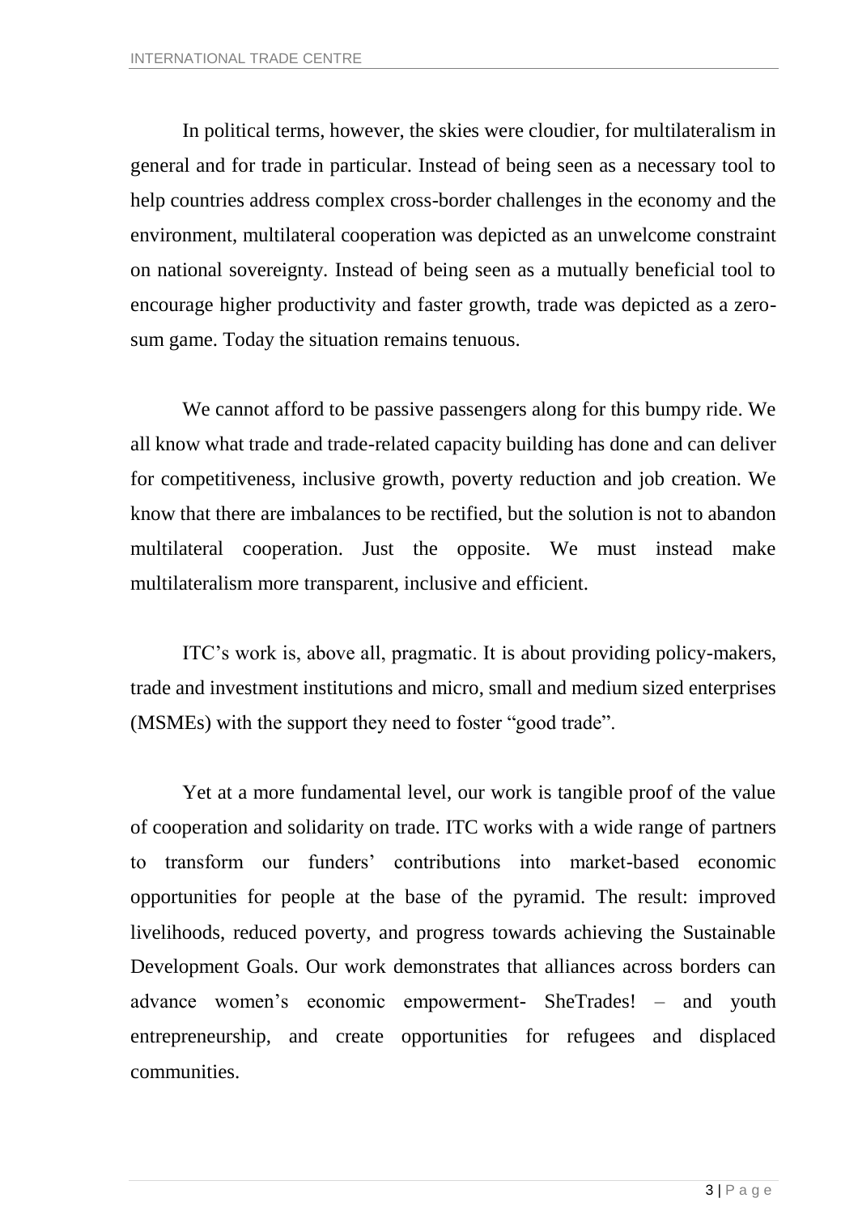In political terms, however, the skies were cloudier, for multilateralism in general and for trade in particular. Instead of being seen as a necessary tool to help countries address complex cross-border challenges in the economy and the environment, multilateral cooperation was depicted as an unwelcome constraint on national sovereignty. Instead of being seen as a mutually beneficial tool to encourage higher productivity and faster growth, trade was depicted as a zero-sum game. Today the situation remains tenuous.

We cannot afford to be passive passengers along for this bumpy ride. We all know what trade and trade-related capacity building has done and can deliver for competitiveness, inclusive growth, poverty reduction and job creation. We know that there are imbalances to be rectified, but the solution is not to abandon multilateral cooperation. Just the opposite. We must instead make multilateralism more transparent, inclusive and efficient.

ITC's work is, above all, pragmatic. It is about providing policy-makers, trade and investment institutions and micro, small and medium sized enterprises (MSMEs) with the support they need to foster "good trade".

Yet at a more fundamental level, our work is tangible proof of the value of cooperation and solidarity on trade. ITC works with a wide range of partners to transform our funders' contributions into market-based economic opportunities for people at the base of the pyramid. The result: improved livelihoods, reduced poverty, and progress towards achieving the Sustainable Development Goals. Our work demonstrates that alliances across borders can advance women's economic empowerment- SheTrades! – and youth entrepreneurship, and create opportunities for refugees and displaced communities.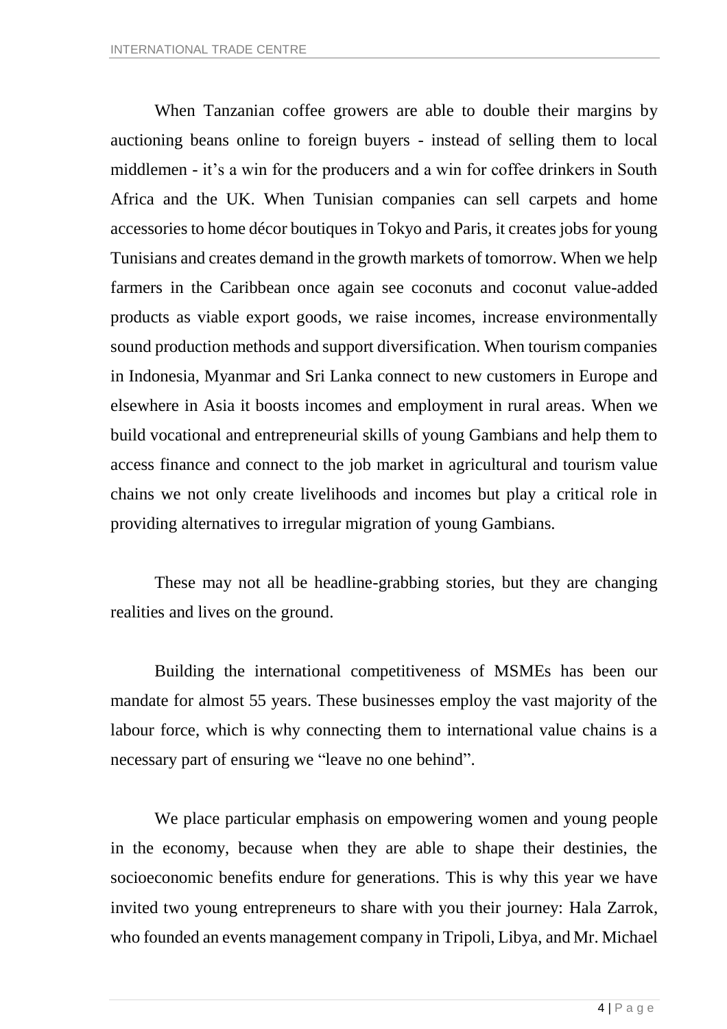When Tanzanian coffee growers are able to double their margins by auctioning beans online to foreign buyers - instead of selling them to local middlemen - it's a win for the producers and a win for coffee drinkers in South Africa and the UK. When Tunisian companies can sell carpets and home accessories to home décor boutiques in Tokyo and Paris, it creates jobs for young Tunisians and creates demand in the growth markets of tomorrow. When we help farmers in the Caribbean once again see coconuts and coconut value-added products as viable export goods, we raise incomes, increase environmentally sound production methods and support diversification. When tourism companies in Indonesia, Myanmar and Sri Lanka connect to new customers in Europe and elsewhere in Asia it boosts incomes and employment in rural areas. When we build vocational and entrepreneurial skills of young Gambians and help them to access finance and connect to the job market in agricultural and tourism value chains we not only create livelihoods and incomes but play a critical role in providing alternatives to irregular migration of young Gambians.

These may not all be headline-grabbing stories, but they are changing realities and lives on the ground.

Building the international competitiveness of MSMEs has been our mandate for almost 55 years. These businesses employ the vast majority of the labour force, which is why connecting them to international value chains is a necessary part of ensuring we "leave no one behind".

We place particular emphasis on empowering women and young people in the economy, because when they are able to shape their destinies, the socioeconomic benefits endure for generations. This is why this year we have invited two young entrepreneurs to share with you their journey: Hala Zarrok, who founded an events management company in Tripoli, Libya, and Mr. Michael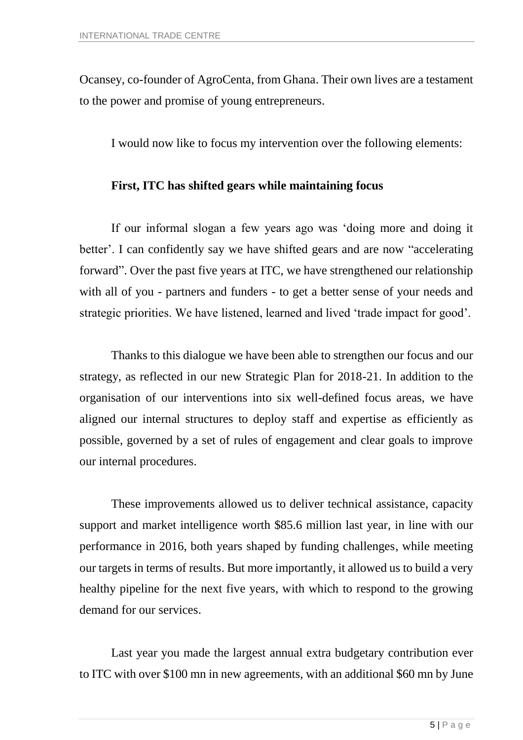Ocansey, co-founder of AgroCenta, from Ghana. Their own lives are a testament to the power and promise of young entrepreneurs.

I would now like to focus my intervention over the following elements:

**First, ITC has shifted gears while maintaining focus**

If our informal slogan a few years ago was 'doing more and doing it better'. I can confidently say we have shifted gears and are now "accelerating forward". Over the past five years at ITC, we have strengthened our relationship with all of you - partners and funders - to get a better sense of your needs and strategic priorities. We have listened, learned and lived 'trade impact for good'.

Thanks to this dialogue we have been able to strengthen our focus and our strategy, as reflected in our new Strategic Plan for 2018-21. In addition to the organisation of our interventions into six well-defined focus areas, we have aligned our internal structures to deploy staff and expertise as efficiently as possible, governed by a set of rules of engagement and clear goals to improve our internal procedures.

These improvements allowed us to deliver technical assistance, capacity support and market intelligence worth $85.6 million last year, in line with our performance in 2016, both years shaped by funding challenges, while meeting our targets in terms of results. But more importantly, it allowed us to build a very healthy pipeline for the next five years, with which to respond to the growing demand for our services.

Last year you made the largest annual extra budgetary contribution ever to ITC with over $100 mn in new agreements, with an additional $60 mn by June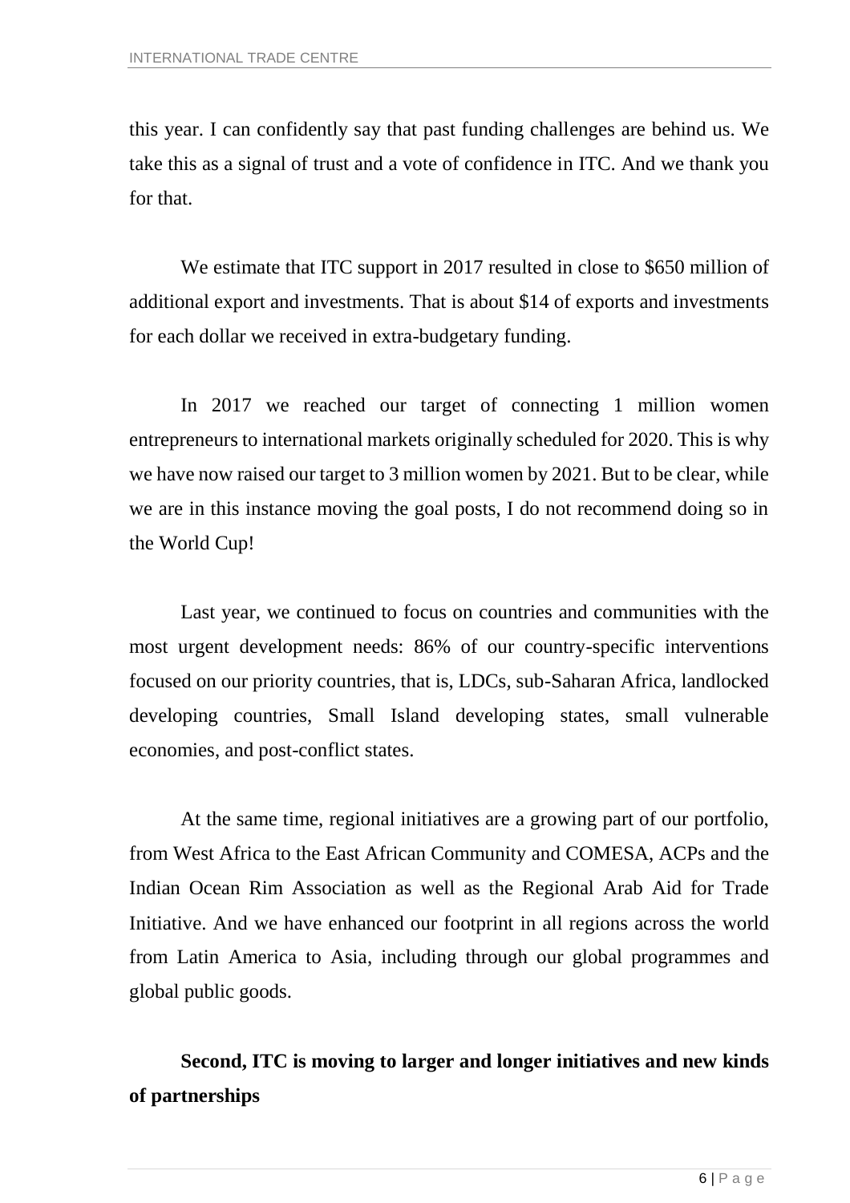this year. I can confidently say that past funding challenges are behind us. We take this as a signal of trust and a vote of confidence in ITC. And we thank you for that.

We estimate that ITC support in 2017 resulted in close to $650 million of additional export and investments. That is about $14 of exports and investments for each dollar we received in extra-budgetary funding.

In 2017 we reached our target of connecting 1 million women entrepreneurs to international markets originally scheduled for 2020. This is why we have now raised our target to 3 million women by 2021. But to be clear, while we are in this instance moving the goal posts, I do not recommend doing so in the World Cup!

Last year, we continued to focus on countries and communities with the most urgent development needs: 86% of our country-specific interventions focused on our priority countries, that is, LDCs, sub-Saharan Africa, landlocked developing countries, Small Island developing states, small vulnerable economies, and post-conflict states.

At the same time, regional initiatives are a growing part of our portfolio, from West Africa to the East African Community and COMESA, ACPs and the Indian Ocean Rim Association as well as the Regional Arab Aid for Trade Initiative. And we have enhanced our footprint in all regions across the world from Latin America to Asia, including through our global programmes and global public goods.

**Second, ITC is moving to larger and longer initiatives and new kinds of partnerships**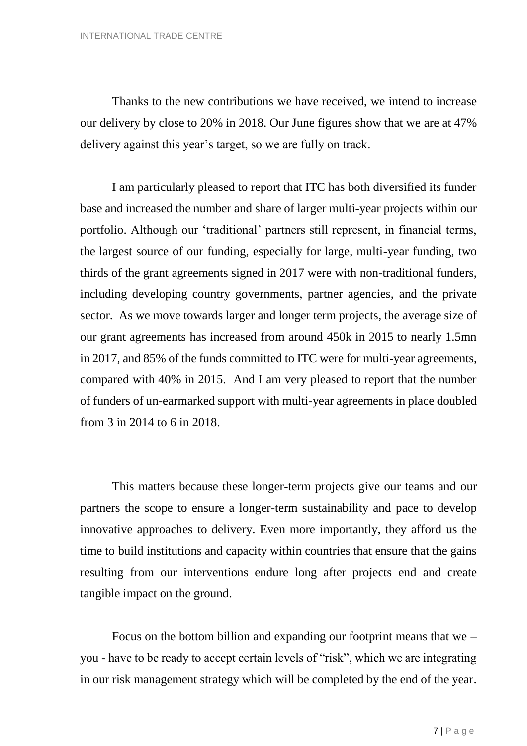Thanks to the new contributions we have received, we intend to increase our delivery by close to 20% in 2018. Our June figures show that we are at 47% delivery against this year's target, so we are fully on track.

I am particularly pleased to report that ITC has both diversified its funder base and increased the number and share of larger multi-year projects within our portfolio. Although our 'traditional' partners still represent, in financial terms, the largest source of our funding, especially for large, multi-year funding, two thirds of the grant agreements signed in 2017 were with non-traditional funders, including developing country governments, partner agencies, and the private sector. As we move towards larger and longer term projects, the average size of our grant agreements has increased from around 450k in 2015 to nearly 1.5mn in 2017, and 85% of the funds committed to ITC were for multi-year agreements, compared with 40% in 2015. And I am very pleased to report that the number of funders of un-earmarked support with multi-year agreements in place doubled from 3 in 2014 to 6 in 2018.

This matters because these longer-term projects give our teams and our partners the scope to ensure a longer-term sustainability and pace to develop innovative approaches to delivery. Even more importantly, they afford us the time to build institutions and capacity within countries that ensure that the gains resulting from our interventions endure long after projects end and create tangible impact on the ground.

Focus on the bottom billion and expanding our footprint means that we – you - have to be ready to accept certain levels of "risk", which we are integrating in our risk management strategy which will be completed by the end of the year.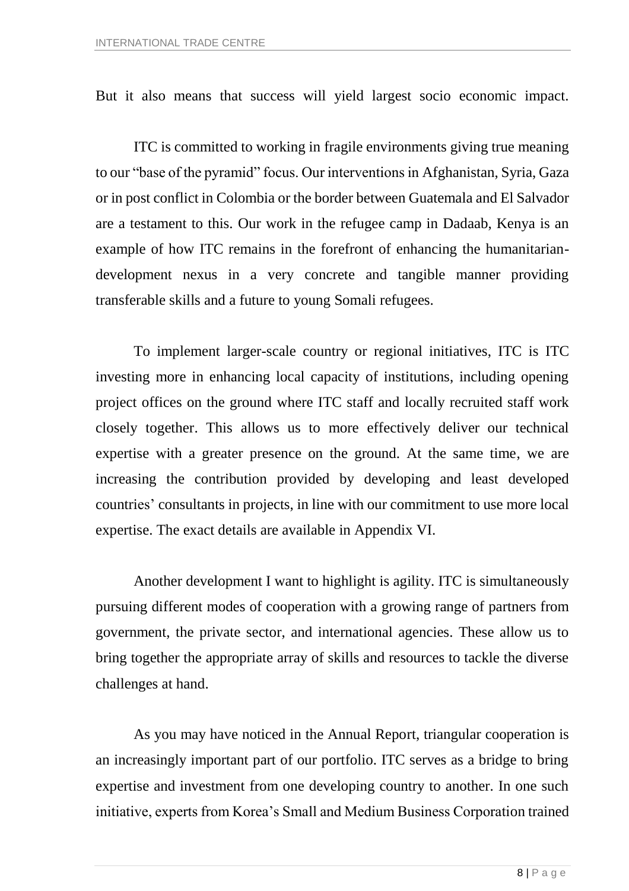But it also means that success will yield largest socio economic impact.

ITC is committed to working in fragile environments giving true meaning to our "base of the pyramid" focus. Our interventions in Afghanistan, Syria, Gaza or in post conflict in Colombia or the border between Guatemala and El Salvador are a testament to this. Our work in the refugee camp in Dadaab, Kenya is an example of how ITC remains in the forefront of enhancing the humanitarian-development nexus in a very concrete and tangible manner providing transferable skills and a future to young Somali refugees.

To implement larger-scale country or regional initiatives, ITC is ITC investing more in enhancing local capacity of institutions, including opening project offices on the ground where ITC staff and locally recruited staff work closely together. This allows us to more effectively deliver our technical expertise with a greater presence on the ground. At the same time, we are increasing the contribution provided by developing and least developed countries' consultants in projects, in line with our commitment to use more local expertise. The exact details are available in Appendix VI.

Another development I want to highlight is agility. ITC is simultaneously pursuing different modes of cooperation with a growing range of partners from government, the private sector, and international agencies. These allow us to bring together the appropriate array of skills and resources to tackle the diverse challenges at hand.

As you may have noticed in the Annual Report, triangular cooperation is an increasingly important part of our portfolio. ITC serves as a bridge to bring expertise and investment from one developing country to another. In one such initiative, experts from Korea's Small and Medium Business Corporation trained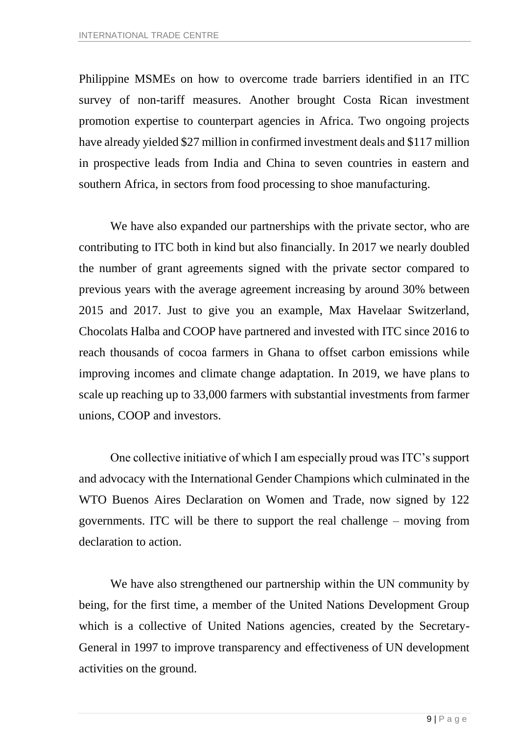Philippine MSMEs on how to overcome trade barriers identified in an ITC survey of non-tariff measures. Another brought Costa Rican investment promotion expertise to counterpart agencies in Africa. Two ongoing projects have already yielded $27 million in confirmed investment deals and $117 million in prospective leads from India and China to seven countries in eastern and southern Africa, in sectors from food processing to shoe manufacturing.

We have also expanded our partnerships with the private sector, who are contributing to ITC both in kind but also financially. In 2017 we nearly doubled the number of grant agreements signed with the private sector compared to previous years with the average agreement increasing by around 30% between 2015 and 2017. Just to give you an example, Max Havelaar Switzerland, Chocolats Halba and COOP have partnered and invested with ITC since 2016 to reach thousands of cocoa farmers in Ghana to offset carbon emissions while improving incomes and climate change adaptation. In 2019, we have plans to scale up reaching up to 33,000 farmers with substantial investments from farmer unions, COOP and investors.

One collective initiative of which I am especially proud was ITC's support and advocacy with the International Gender Champions which culminated in the WTO Buenos Aires Declaration on Women and Trade, now signed by 122 governments. ITC will be there to support the real challenge – moving from declaration to action.

We have also strengthened our partnership within the UN community by being, for the first time, a member of the United Nations Development Group which is a collective of United Nations agencies, created by the Secretary-General in 1997 to improve transparency and effectiveness of UN development activities on the ground.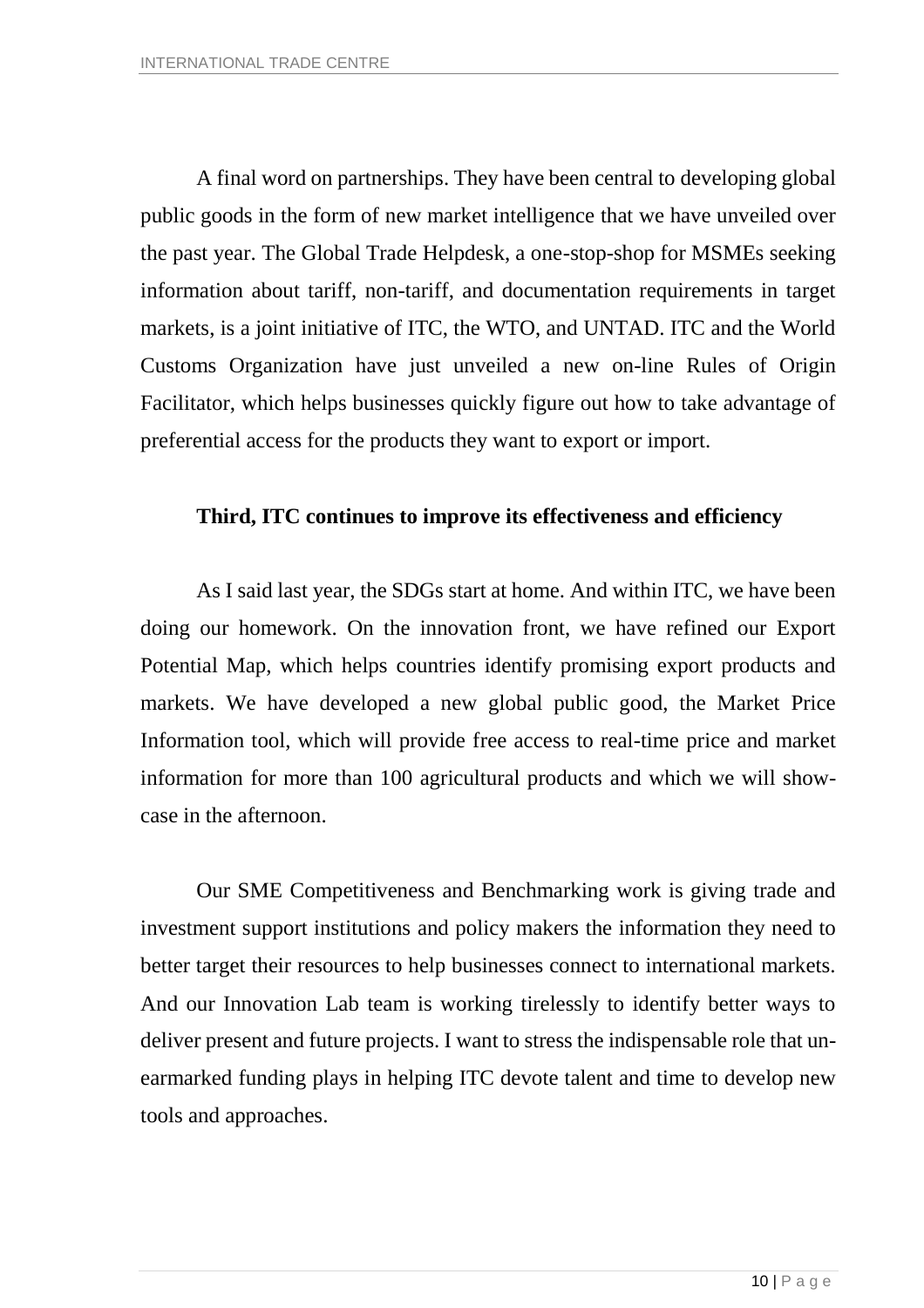A final word on partnerships. They have been central to developing global public goods in the form of new market intelligence that we have unveiled over the past year. The Global Trade Helpdesk, a one-stop-shop for MSMEs seeking information about tariff, non-tariff, and documentation requirements in target markets, is a joint initiative of ITC, the WTO, and UNTAD. ITC and the World Customs Organization have just unveiled a new on-line Rules of Origin Facilitator, which helps businesses quickly figure out how to take advantage of preferential access for the products they want to export or import.

**Third, ITC continues to improve its effectiveness and efficiency**

As I said last year, the SDGs start at home. And within ITC, we have been doing our homework. On the innovation front, we have refined our Export Potential Map, which helps countries identify promising export products and markets. We have developed a new global public good, the Market Price Information tool, which will provide free access to real-time price and market information for more than 100 agricultural products and which we will show-case in the afternoon.

Our SME Competitiveness and Benchmarking work is giving trade and investment support institutions and policy makers the information they need to better target their resources to help businesses connect to international markets. And our Innovation Lab team is working tirelessly to identify better ways to deliver present and future projects. I want to stress the indispensable role that un-earmarked funding plays in helping ITC devote talent and time to develop new tools and approaches.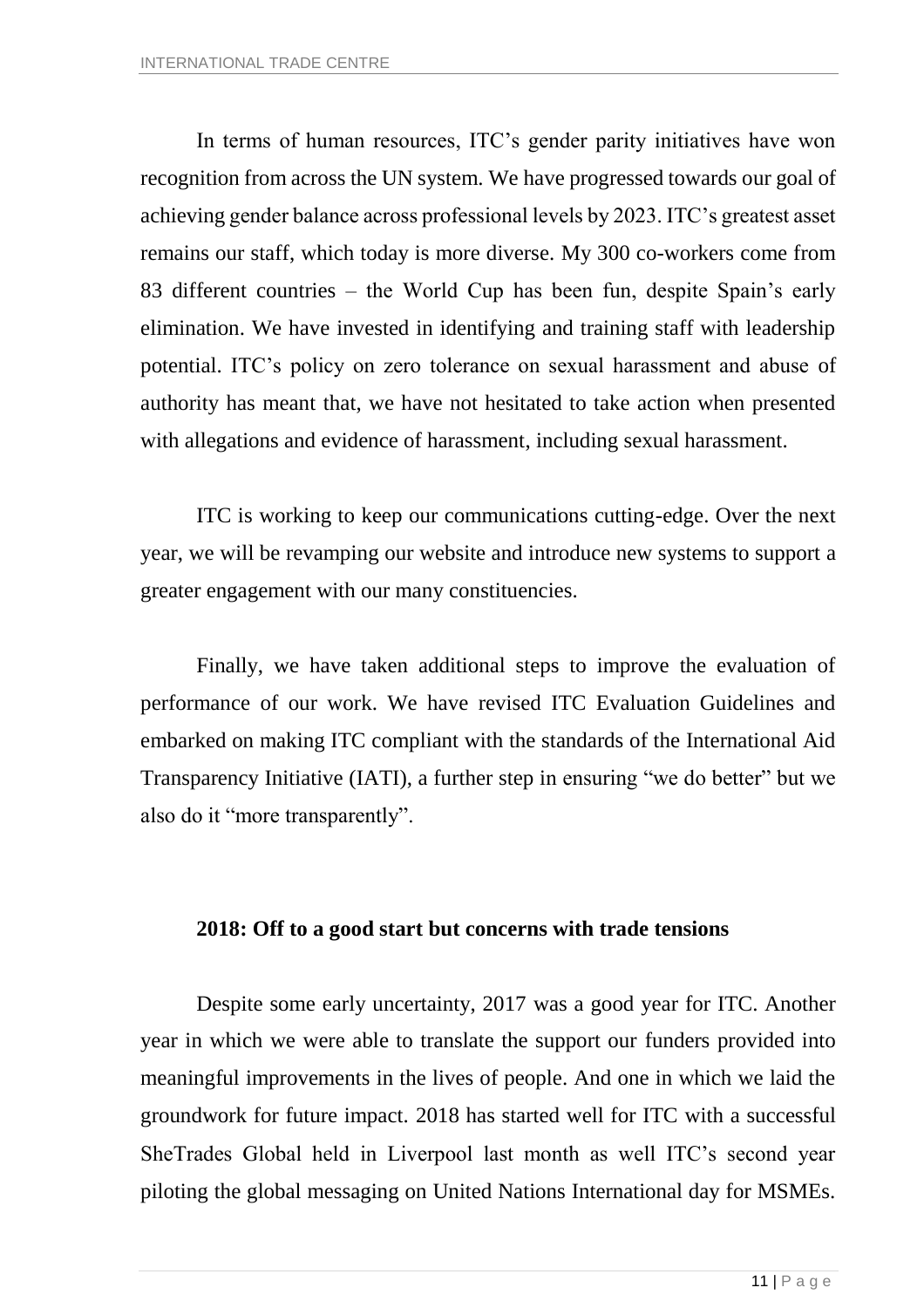In terms of human resources, ITC's gender parity initiatives have won recognition from across the UN system. We have progressed towards our goal of achieving gender balance across professional levels by 2023. ITC's greatest asset remains our staff, which today is more diverse. My 300 co-workers come from 83 different countries – the World Cup has been fun, despite Spain's early elimination. We have invested in identifying and training staff with leadership potential. ITC's policy on zero tolerance on sexual harassment and abuse of authority has meant that, we have not hesitated to take action when presented with allegations and evidence of harassment, including sexual harassment.

ITC is working to keep our communications cutting-edge. Over the next year, we will be revamping our website and introduce new systems to support a greater engagement with our many constituencies.

Finally, we have taken additional steps to improve the evaluation of performance of our work. We have revised ITC Evaluation Guidelines and embarked on making ITC compliant with the standards of the International Aid Transparency Initiative (IATI), a further step in ensuring "we do better" but we also do it "more transparently".

**2018: Off to a good start but concerns with trade tensions**

Despite some early uncertainty, 2017 was a good year for ITC. Another year in which we were able to translate the support our funders provided into meaningful improvements in the lives of people. And one in which we laid the groundwork for future impact. 2018 has started well for ITC with a successful SheTrades Global held in Liverpool last month as well ITC's second year piloting the global messaging on United Nations International day for MSMEs.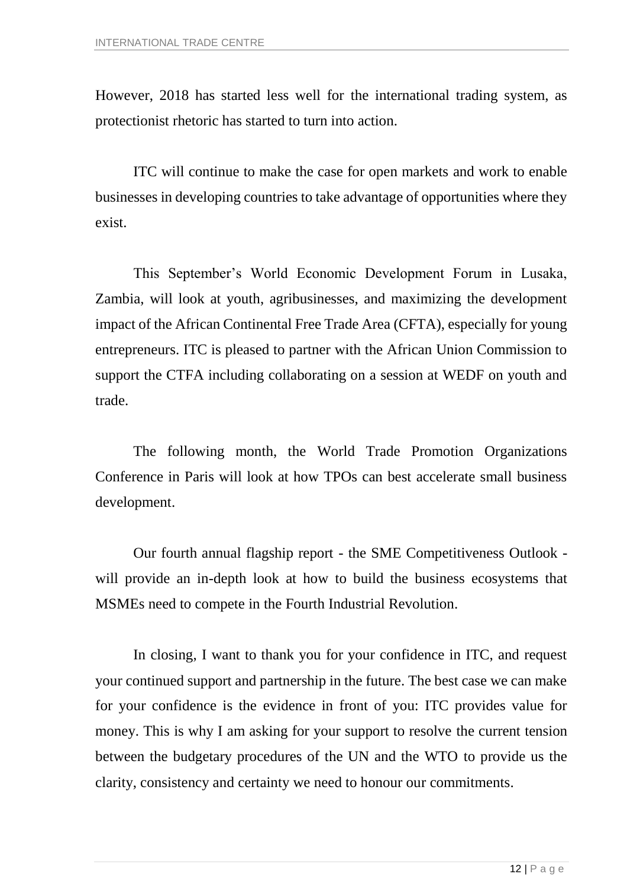However, 2018 has started less well for the international trading system, as protectionist rhetoric has started to turn into action.

ITC will continue to make the case for open markets and work to enable businesses in developing countries to take advantage of opportunities where they exist.

This September's World Economic Development Forum in Lusaka, Zambia, will look at youth, agribusinesses, and maximizing the development impact of the African Continental Free Trade Area (CFTA), especially for young entrepreneurs. ITC is pleased to partner with the African Union Commission to support the CTFA including collaborating on a session at WEDF on youth and trade.

The following month, the World Trade Promotion Organizations Conference in Paris will look at how TPOs can best accelerate small business development.

Our fourth annual flagship report - the SME Competitiveness Outlook - will provide an in-depth look at how to build the business ecosystems that MSMEs need to compete in the Fourth Industrial Revolution.

In closing, I want to thank you for your confidence in ITC, and request your continued support and partnership in the future. The best case we can make for your confidence is the evidence in front of you: ITC provides value for money. This is why I am asking for your support to resolve the current tension between the budgetary procedures of the UN and the WTO to provide us the clarity, consistency and certainty we need to honour our commitments.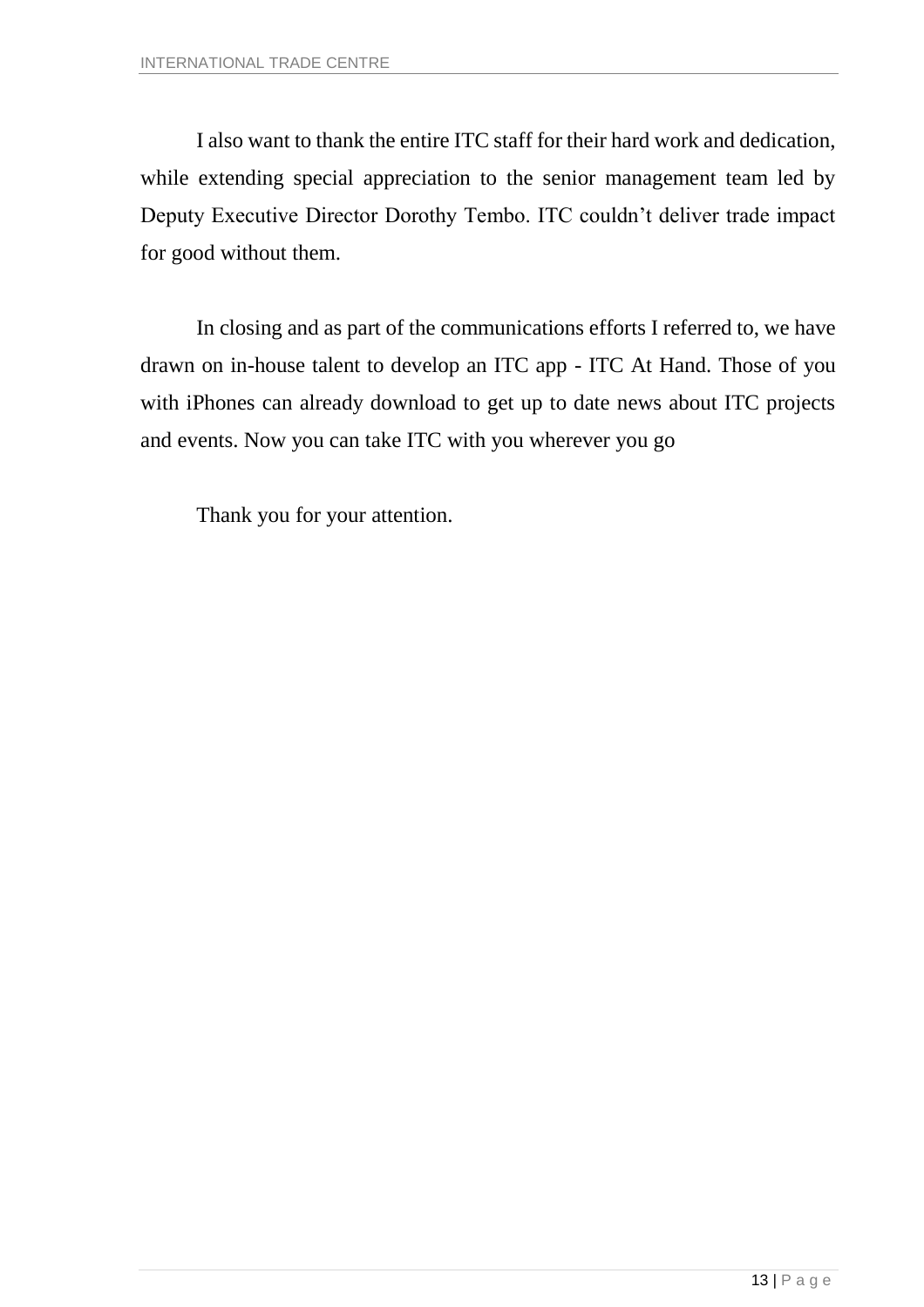I also want to thank the entire ITC staff for their hard work and dedication, while extending special appreciation to the senior management team led by Deputy Executive Director Dorothy Tembo. ITC couldn't deliver trade impact for good without them.

In closing and as part of the communications efforts I referred to, we have drawn on in-house talent to develop an ITC app - ITC At Hand. Those of you with iPhones can already download to get up to date news about ITC projects and events. Now you can take ITC with you wherever you go

Thank you for your attention.